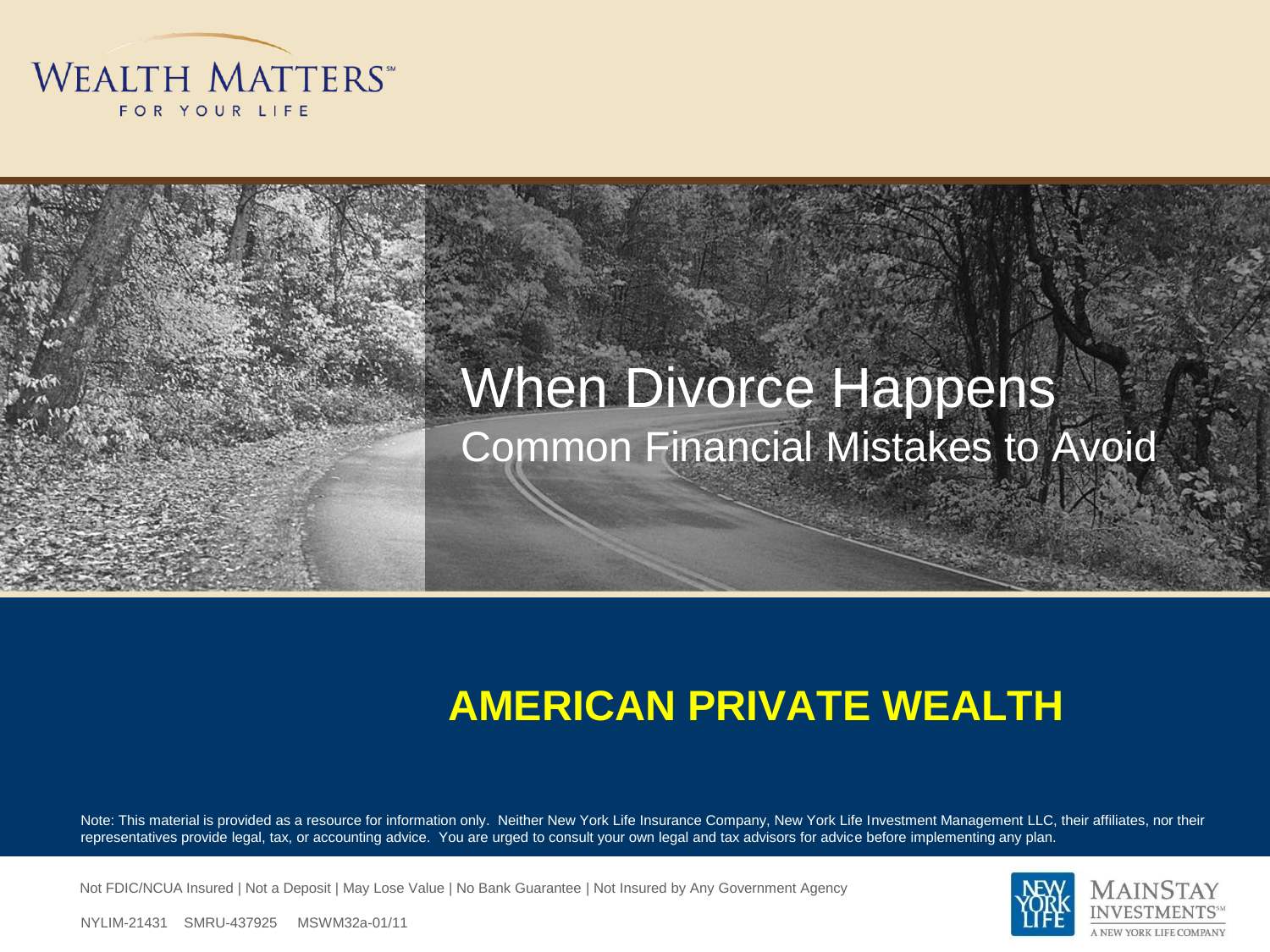WEALTH MATTERS℠
FOR YOUR LIFE

# When Divorce Happens

## Common Financial Mistakes to Avoid

**AMERICAN PRIVATE WEALTH**

Note: This material is provided as a resource for information only. Neither New York Life Insurance Company, New York Life Investment Management LLC, their affiliates, nor their representatives provide legal, tax, or accounting advice. You are urged to consult your own legal and tax advisors for advice before implementing any plan.

Not FDIC/NCUA Insured | Not a Deposit | May Lose Value | No Bank Guarantee | Not Insured by Any Government Agency

NYLIM-21431 SMRU-437925 MSWM32a-01/11

NEW YORK LIFE

MAINSTAY INVESTMENTS℠
A NEW YORK LIFE COMPANY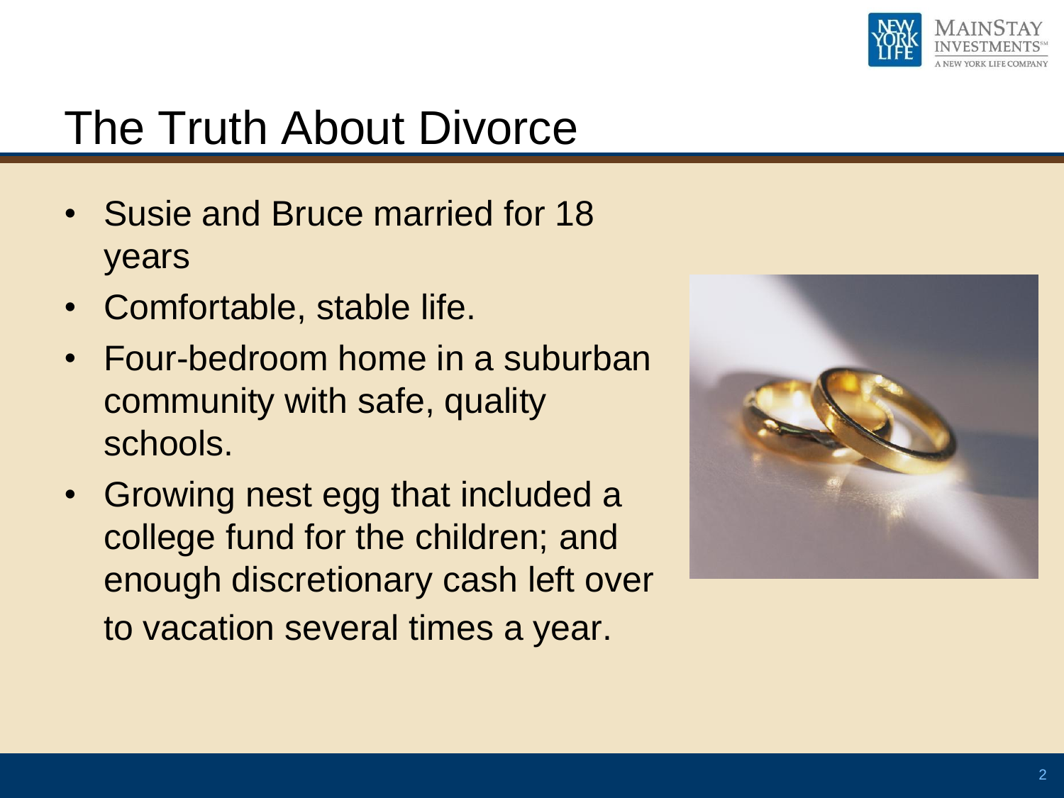# The Truth About Divorce

- Susie and Bruce married for 18 years
- Comfortable, stable life.
- Four-bedroom home in a suburban community with safe, quality schools.
- Growing nest egg that included a college fund for the children; and enough discretionary cash left over to vacation several times a year.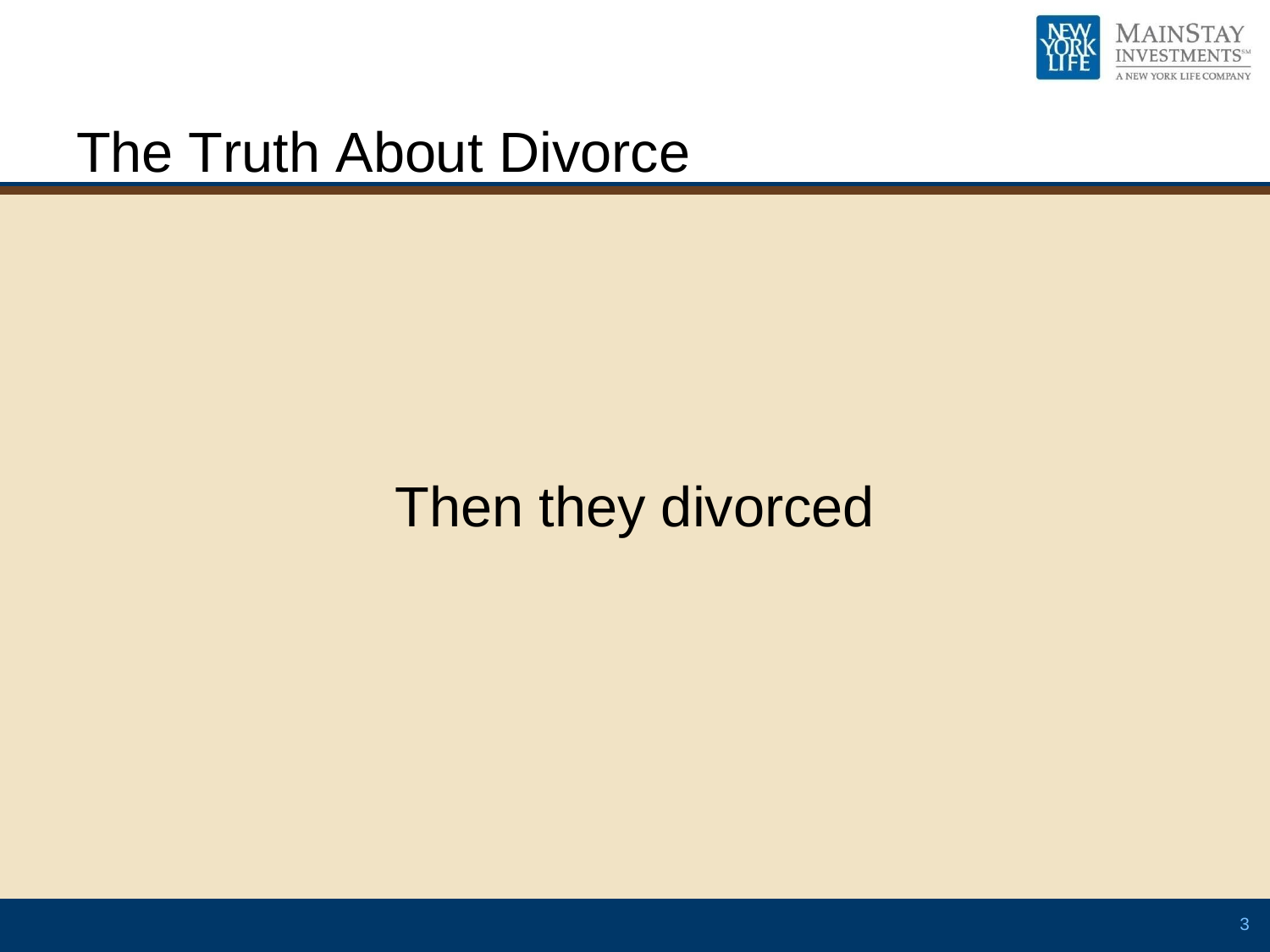# The Truth About Divorce

Then they divorced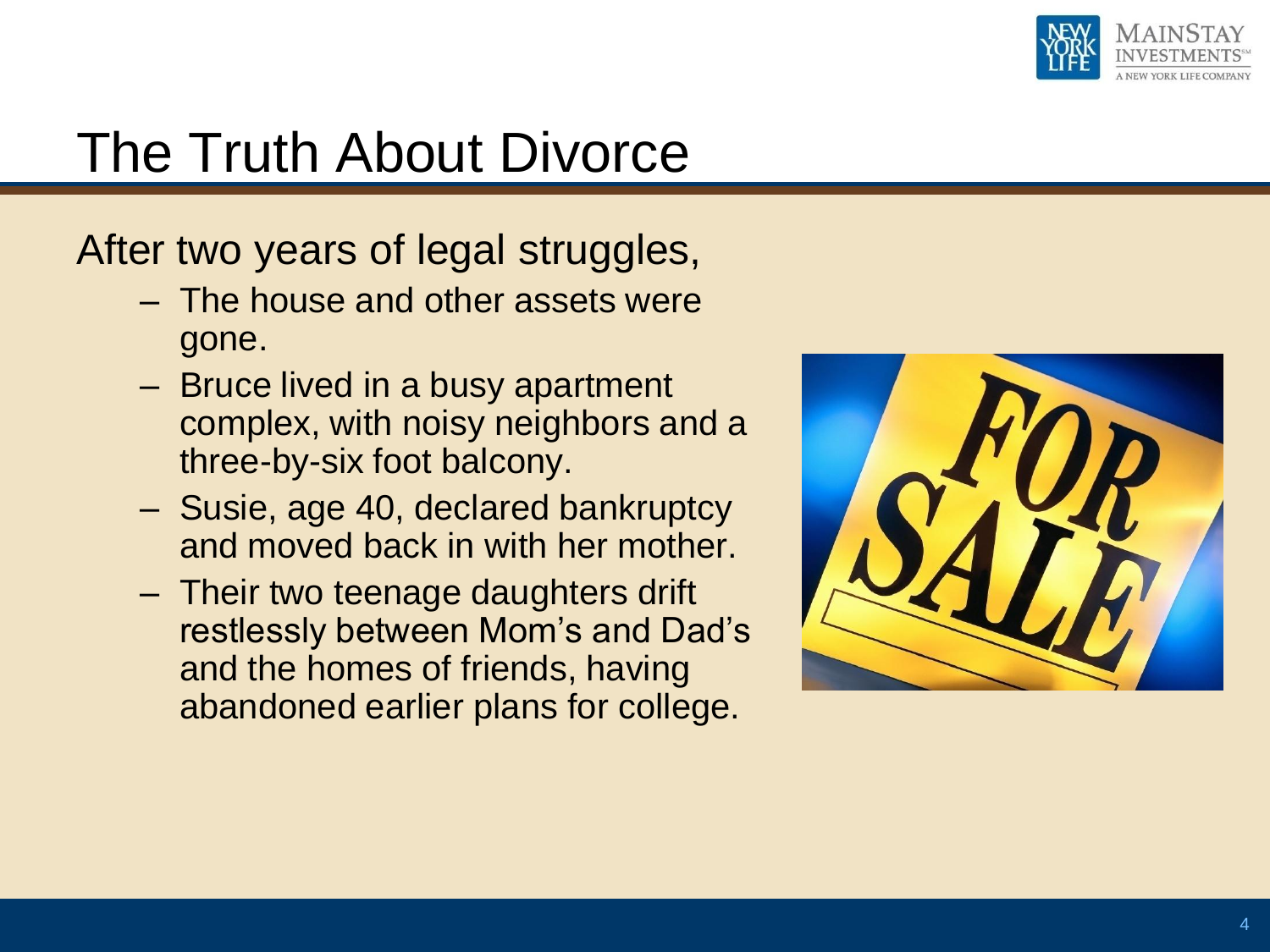# The Truth About Divorce

After two years of legal struggles,

- The house and other assets were gone.
- Bruce lived in a busy apartment complex, with noisy neighbors and a three-by-six foot balcony.
- Susie, age 40, declared bankruptcy and moved back in with her mother.
- Their two teenage daughters drift restlessly between Mom's and Dad's and the homes of friends, having abandoned earlier plans for college.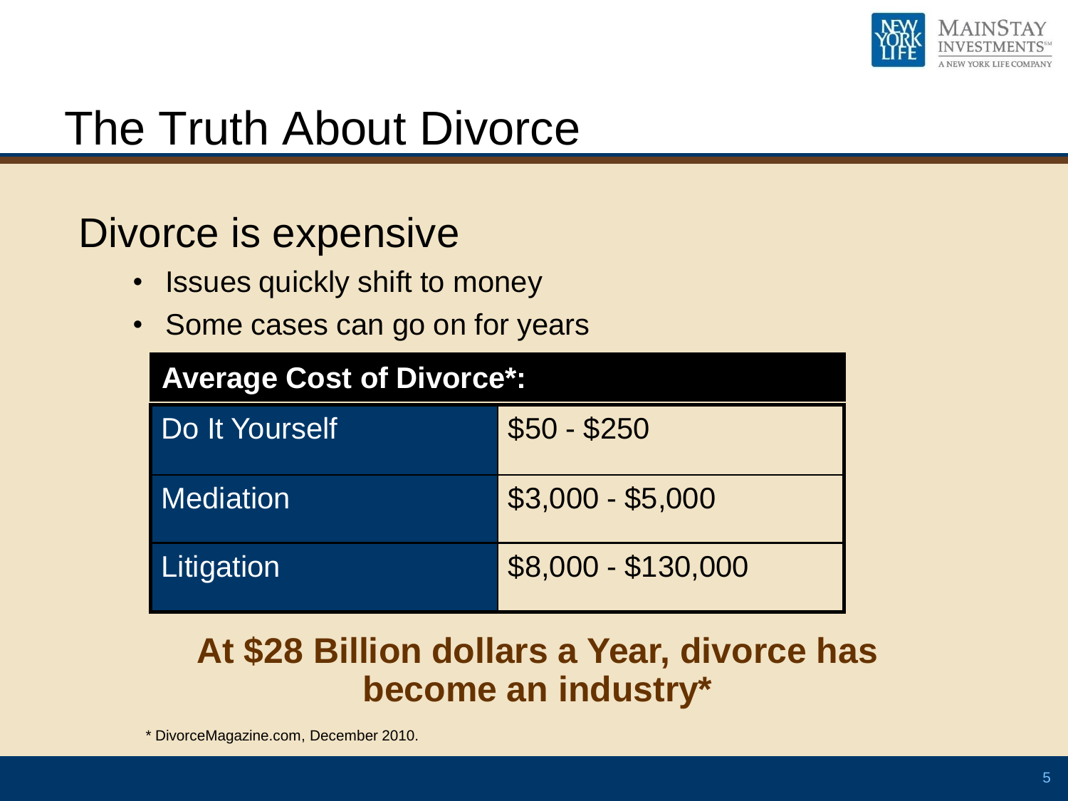# The Truth About Divorce

## Divorce is expensive

- Issues quickly shift to money
- Some cases can go on for years

| Average Cost of Divorce*: | |
|---|---|
| Do It Yourself | $50 - $250 |
| Mediation | $3,000 - $5,000 |
| Litigation | $8,000 - $130,000 |

**At $28 Billion dollars a Year, divorce has become an industry***

* DivorceMagazine.com, December 2010.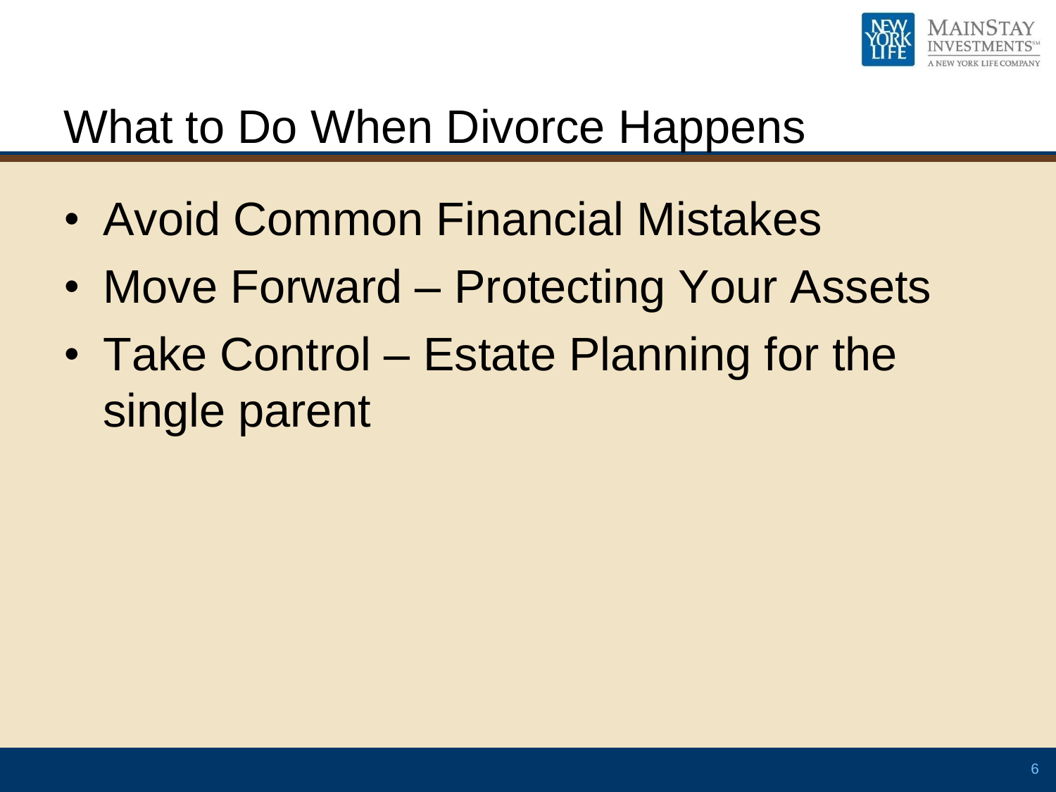# What to Do When Divorce Happens

- Avoid Common Financial Mistakes
- Move Forward – Protecting Your Assets
- Take Control – Estate Planning for the single parent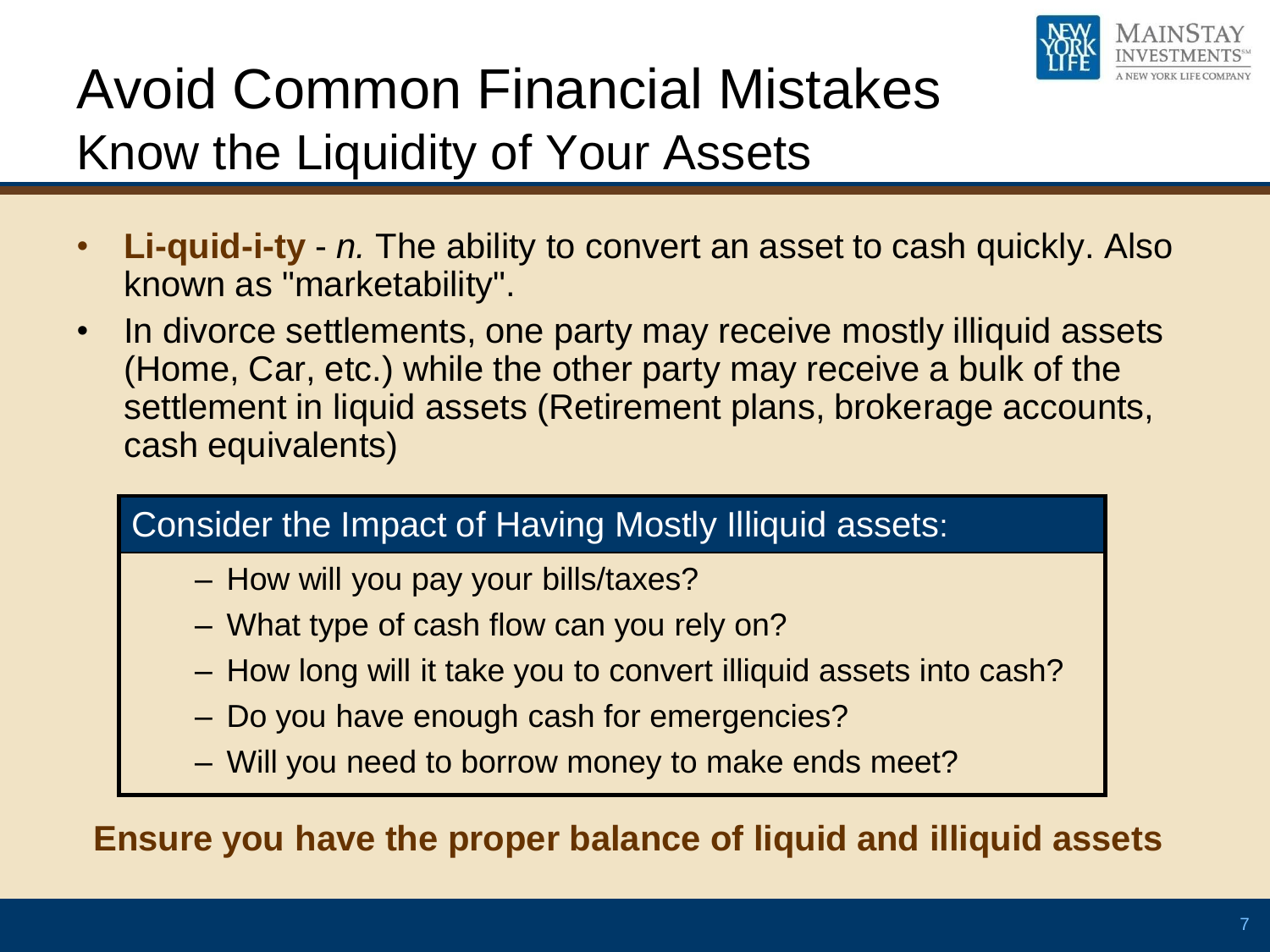# Avoid Common Financial Mistakes

## Know the Liquidity of Your Assets

- **Li-quid-i-ty** - *n.* The ability to convert an asset to cash quickly. Also known as "marketability".
- In divorce settlements, one party may receive mostly illiquid assets (Home, Car, etc.) while the other party may receive a bulk of the settlement in liquid assets (Retirement plans, brokerage accounts, cash equivalents)

**Consider the Impact of Having Mostly Illiquid assets:**

- How will you pay your bills/taxes?
- What type of cash flow can you rely on?
- How long will it take you to convert illiquid assets into cash?
- Do you have enough cash for emergencies?
- Will you need to borrow money to make ends meet?

**Ensure you have the proper balance of liquid and illiquid assets**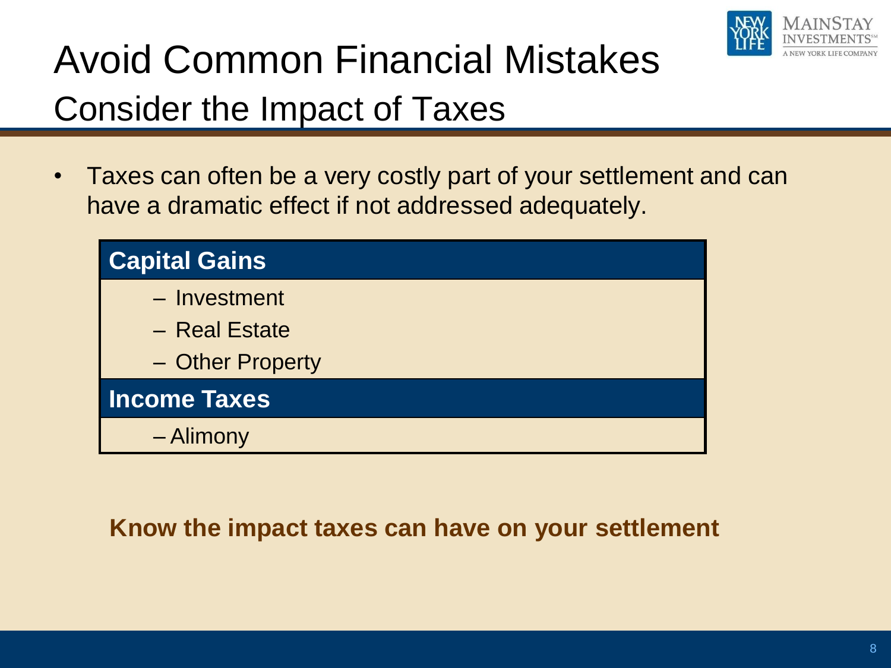# Avoid Common Financial Mistakes

## Consider the Impact of Taxes

- Taxes can often be a very costly part of your settlement and can have a dramatic effect if not addressed adequately.

| **Capital Gains** |
| --- |
| – Investment |
| – Real Estate |
| – Other Property |
| **Income Taxes** |
| – Alimony |

**Know the impact taxes can have on your settlement**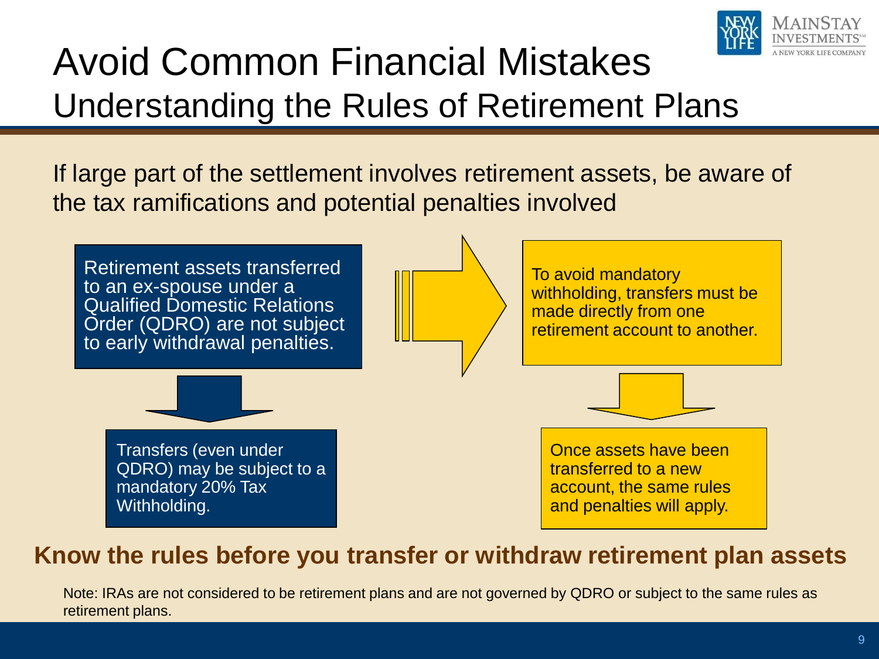# Avoid Common Financial Mistakes

## Understanding the Rules of Retirement Plans

If large part of the settlement involves retirement assets, be aware of the tax ramifications and potential penalties involved

Retirement assets transferred to an ex-spouse under a Qualified Domestic Relations Order (QDRO) are not subject to early withdrawal penalties.

Transfers (even under QDRO) may be subject to a mandatory 20% Tax Withholding.

To avoid mandatory withholding, transfers must be made directly from one retirement account to another.

Once assets have been transferred to a new account, the same rules and penalties will apply.

**Know the rules before you transfer or withdraw retirement plan assets**

Note: IRAs are not considered to be retirement plans and are not governed by QDRO or subject to the same rules as retirement plans.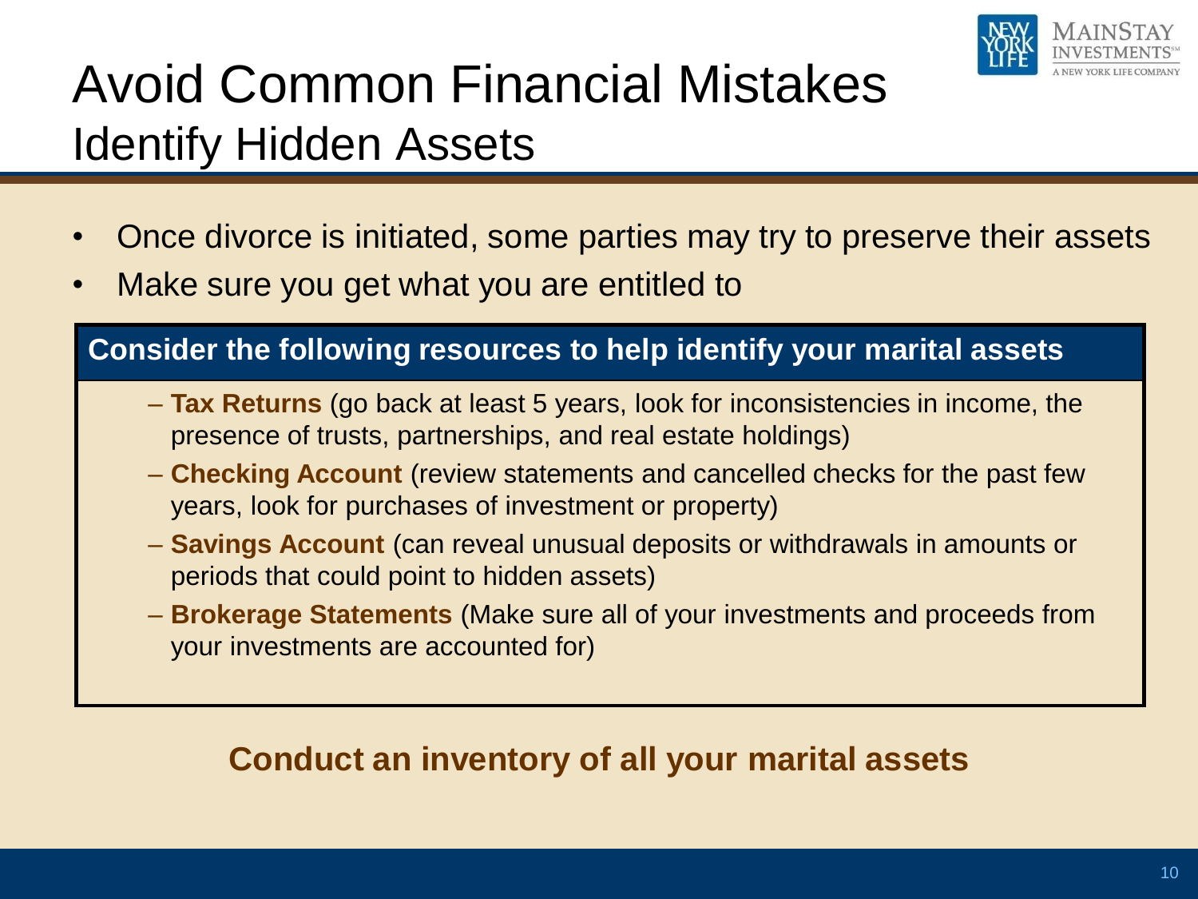# Avoid Common Financial Mistakes

## Identify Hidden Assets

- Once divorce is initiated, some parties may try to preserve their assets
- Make sure you get what you are entitled to

**Consider the following resources to help identify your marital assets**

- **Tax Returns** (go back at least 5 years, look for inconsistencies in income, the presence of trusts, partnerships, and real estate holdings)
- **Checking Account** (review statements and cancelled checks for the past few years, look for purchases of investment or property)
- **Savings Account** (can reveal unusual deposits or withdrawals in amounts or periods that could point to hidden assets)
- **Brokerage Statements** (Make sure all of your investments and proceeds from your investments are accounted for)

**Conduct an inventory of all your marital assets**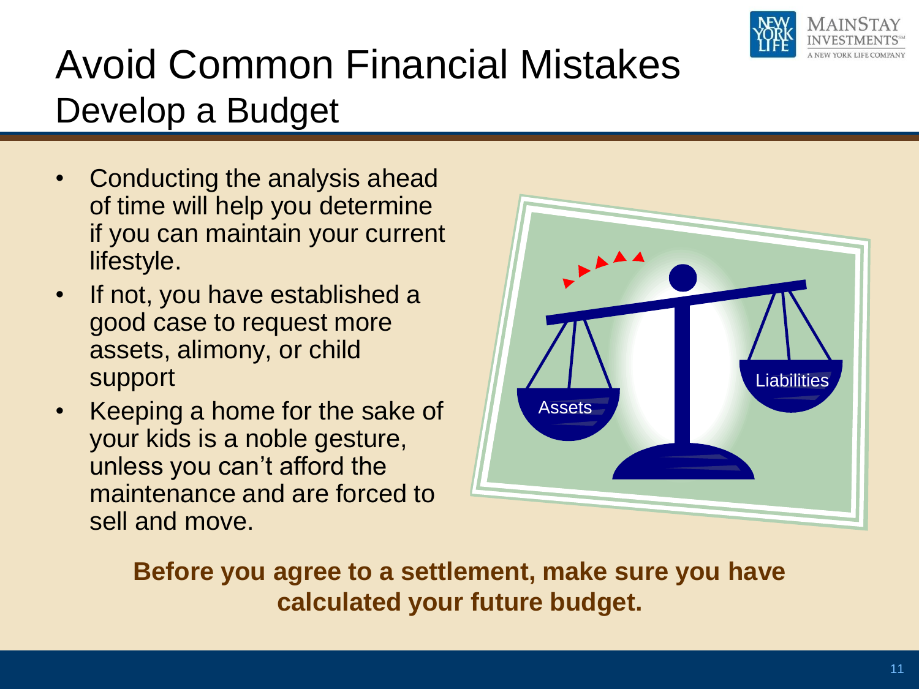# Avoid Common Financial Mistakes

## Develop a Budget

- Conducting the analysis ahead of time will help you determine if you can maintain your current lifestyle.
- If not, you have established a good case to request more assets, alimony, or child support
- Keeping a home for the sake of your kids is a noble gesture, unless you can't afford the maintenance and are forced to sell and move.

Assets

Liabilities

**Before you agree to a settlement, make sure you have calculated your future budget.**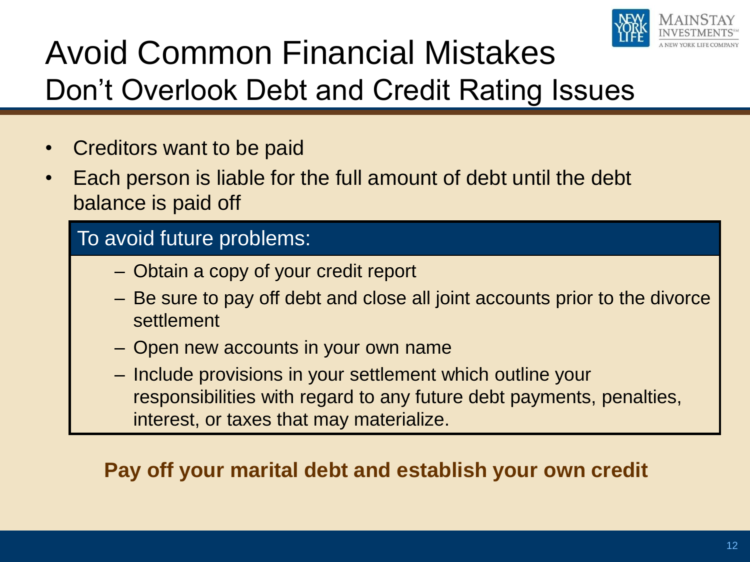# Avoid Common Financial Mistakes

## Don't Overlook Debt and Credit Rating Issues

- Creditors want to be paid
- Each person is liable for the full amount of debt until the debt balance is paid off

**To avoid future problems:**

- Obtain a copy of your credit report
- Be sure to pay off debt and close all joint accounts prior to the divorce settlement
- Open new accounts in your own name
- Include provisions in your settlement which outline your responsibilities with regard to any future debt payments, penalties, interest, or taxes that may materialize.

**Pay off your marital debt and establish your own credit**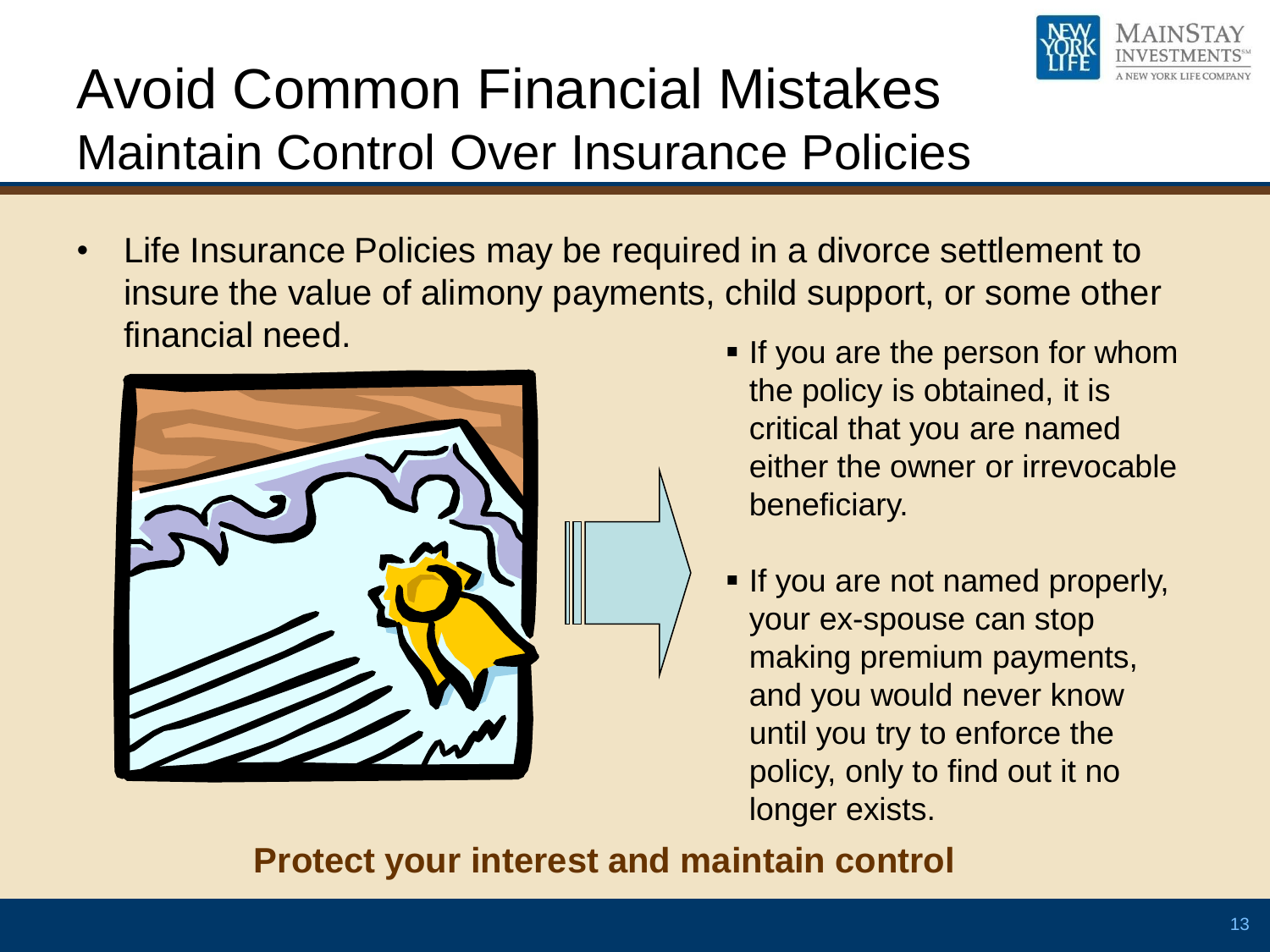# Avoid Common Financial Mistakes

## Maintain Control Over Insurance Policies

- Life Insurance Policies may be required in a divorce settlement to insure the value of alimony payments, child support, or some other financial need.
  - If you are the person for whom the policy is obtained, it is critical that you are named either the owner or irrevocable beneficiary.
  - If you are not named properly, your ex-spouse can stop making premium payments, and you would never know until you try to enforce the policy, only to find out it no longer exists.

**Protect your interest and maintain control**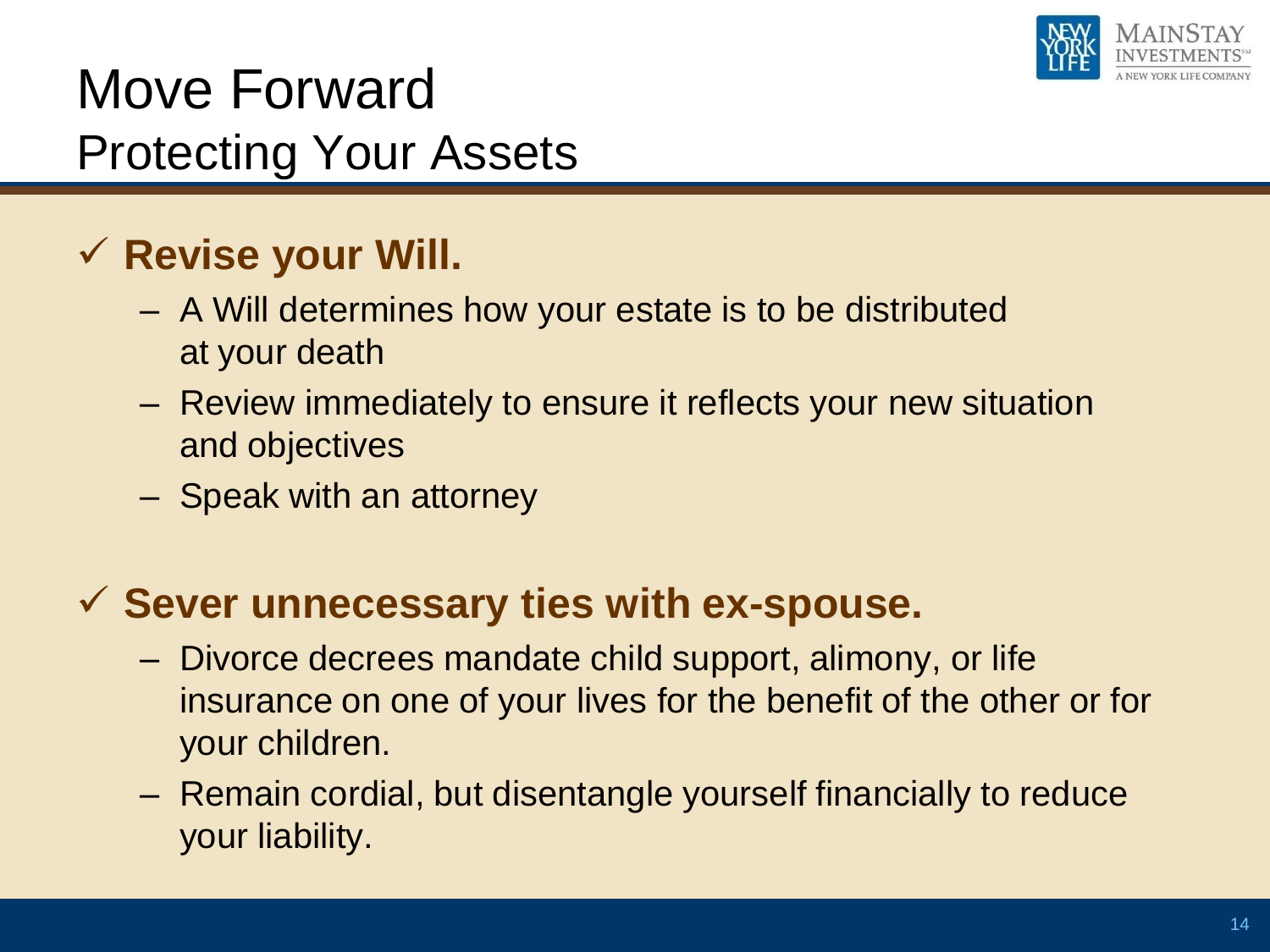# Move Forward

## Protecting Your Assets

- ✓ **Revise your Will.**
  - A Will determines how your estate is to be distributed at your death
  - Review immediately to ensure it reflects your new situation and objectives
  - Speak with an attorney

- ✓ **Sever unnecessary ties with ex-spouse.**
  - Divorce decrees mandate child support, alimony, or life insurance on one of your lives for the benefit of the other or for your children.
  - Remain cordial, but disentangle yourself financially to reduce your liability.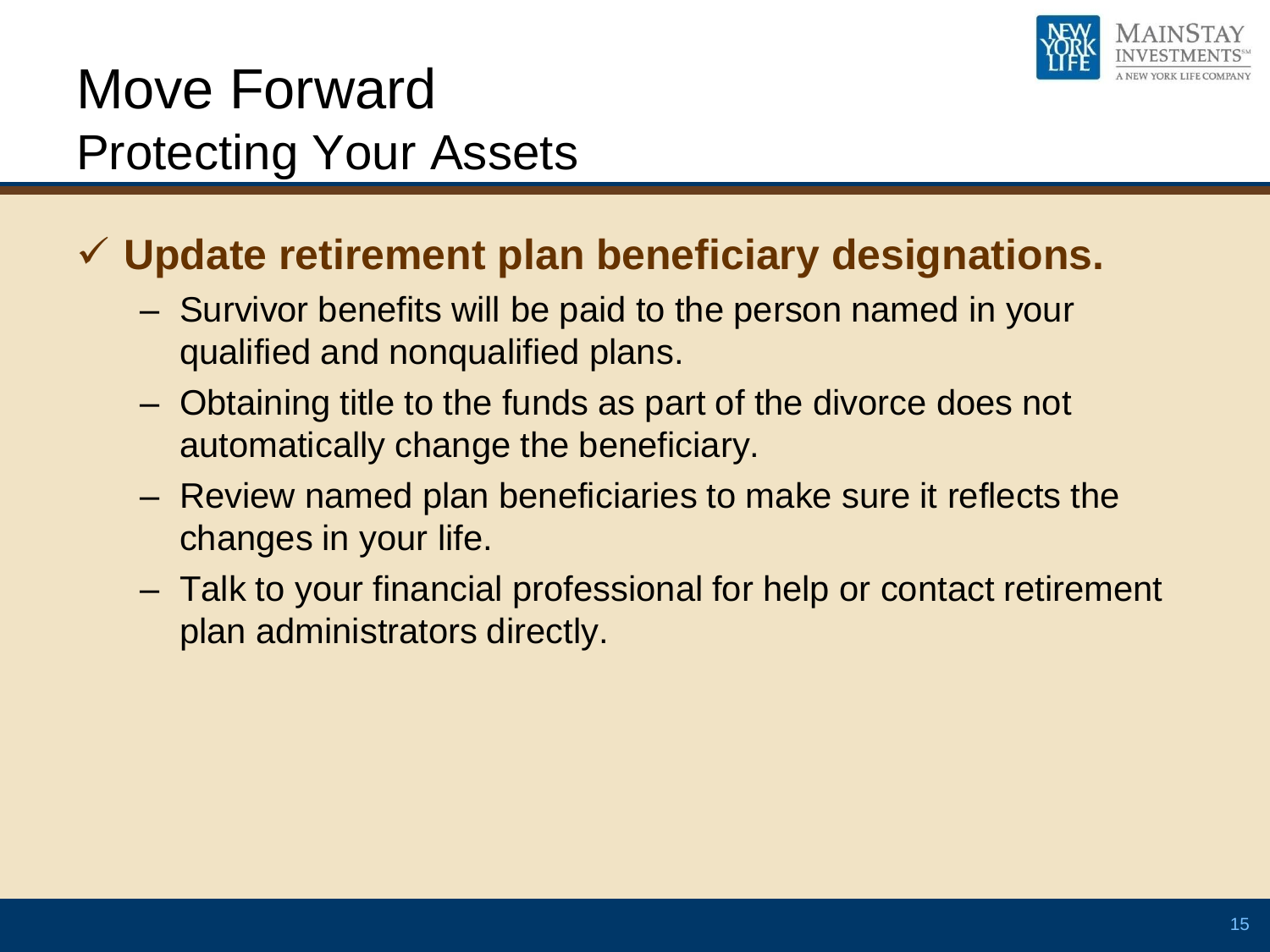# Move Forward

## Protecting Your Assets

- ✓ **Update retirement plan beneficiary designations.**
  - Survivor benefits will be paid to the person named in your qualified and nonqualified plans.
  - Obtaining title to the funds as part of the divorce does not automatically change the beneficiary.
  - Review named plan beneficiaries to make sure it reflects the changes in your life.
  - Talk to your financial professional for help or contact retirement plan administrators directly.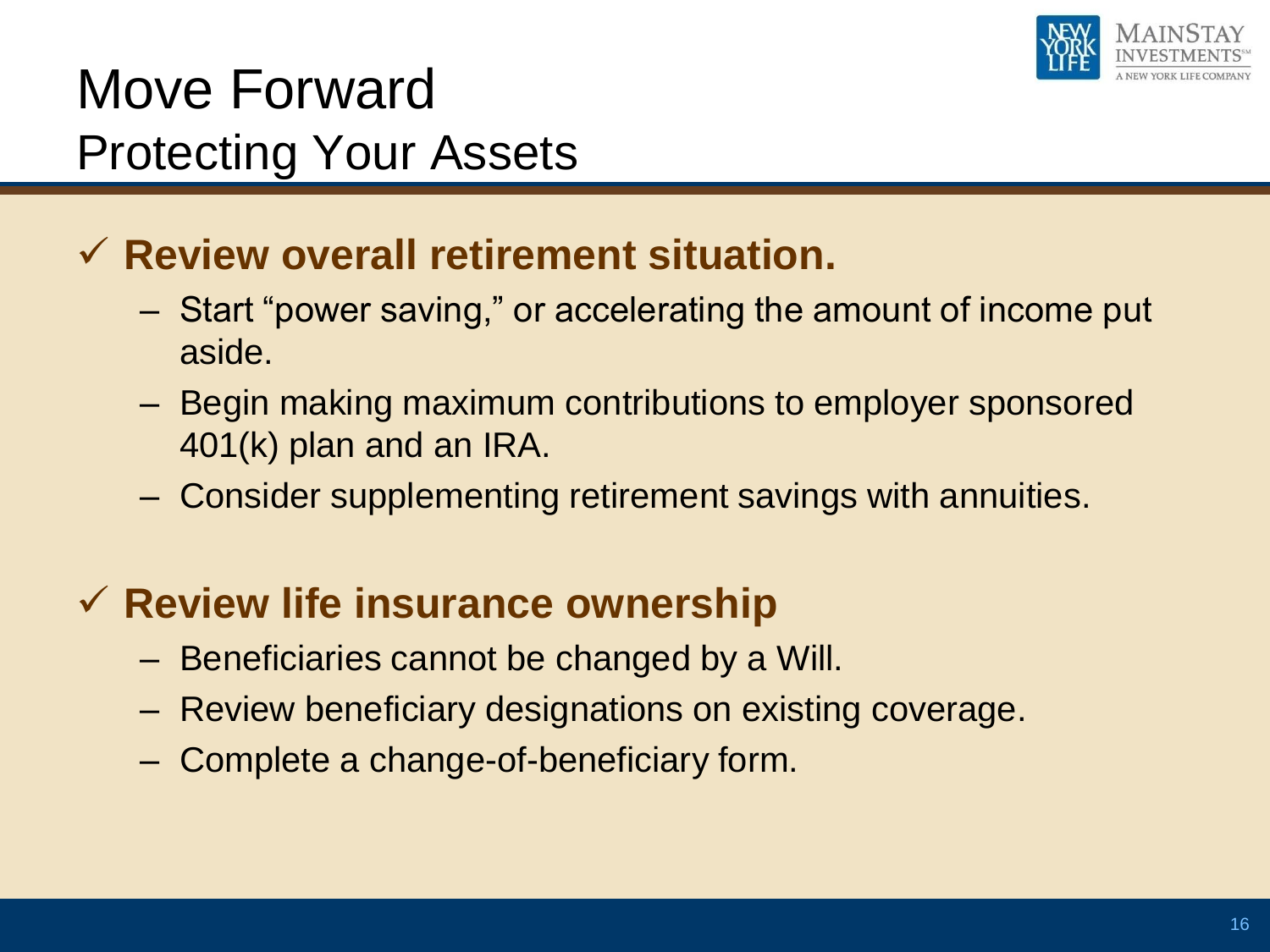# Move Forward

## Protecting Your Assets

- ✓ **Review overall retirement situation.**
  - Start "power saving," or accelerating the amount of income put aside.
  - Begin making maximum contributions to employer sponsored 401(k) plan and an IRA.
  - Consider supplementing retirement savings with annuities.

- ✓ **Review life insurance ownership**
  - Beneficiaries cannot be changed by a Will.
  - Review beneficiary designations on existing coverage.
  - Complete a change-of-beneficiary form.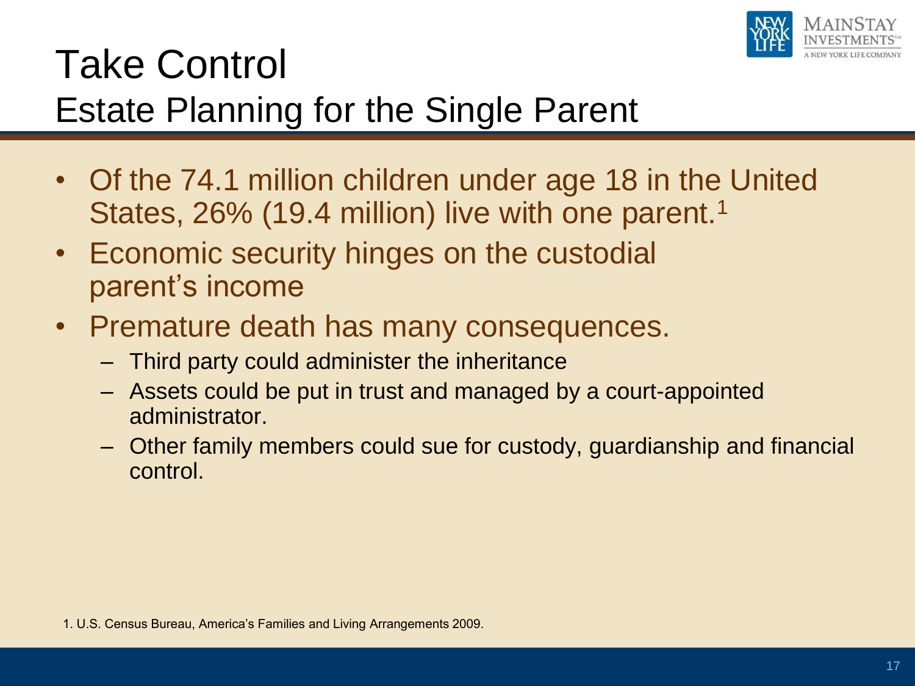# Take Control

## Estate Planning for the Single Parent

- Of the 74.1 million children under age 18 in the United States, 26% (19.4 million) live with one parent.[1]
- Economic security hinges on the custodial parent's income
- Premature death has many consequences.
  - Third party could administer the inheritance
  - Assets could be put in trust and managed by a court-appointed administrator.
  - Other family members could sue for custody, guardianship and financial control.

1. U.S. Census Bureau, America's Families and Living Arrangements 2009.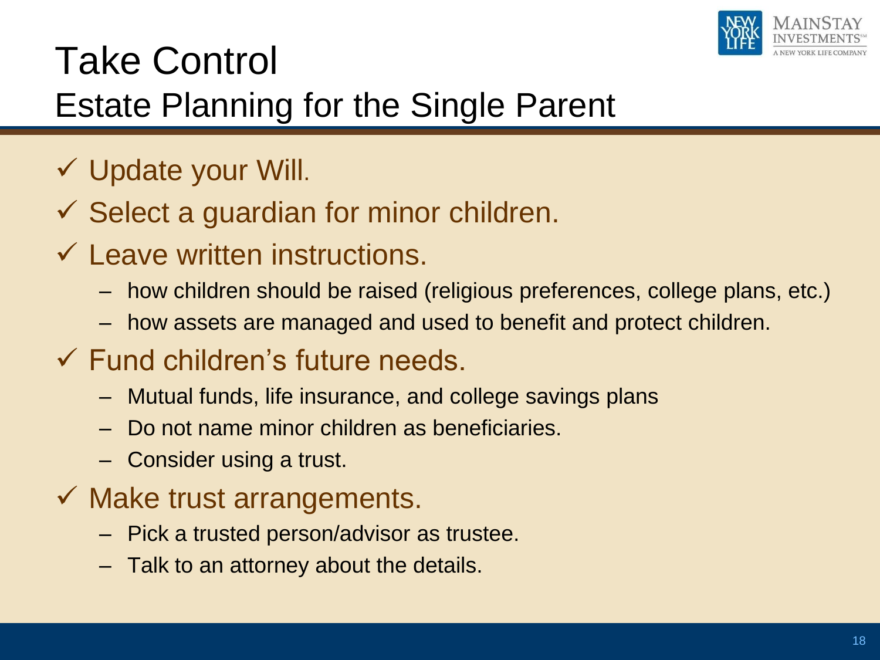# Take Control

## Estate Planning for the Single Parent

- ✓ Update your Will.
- ✓ Select a guardian for minor children.
- ✓ Leave written instructions.
  - how children should be raised (religious preferences, college plans, etc.)
  - how assets are managed and used to benefit and protect children.
- ✓ Fund children's future needs.
  - Mutual funds, life insurance, and college savings plans
  - Do not name minor children as beneficiaries.
  - Consider using a trust.
- ✓ Make trust arrangements.
  - Pick a trusted person/advisor as trustee.
  - Talk to an attorney about the details.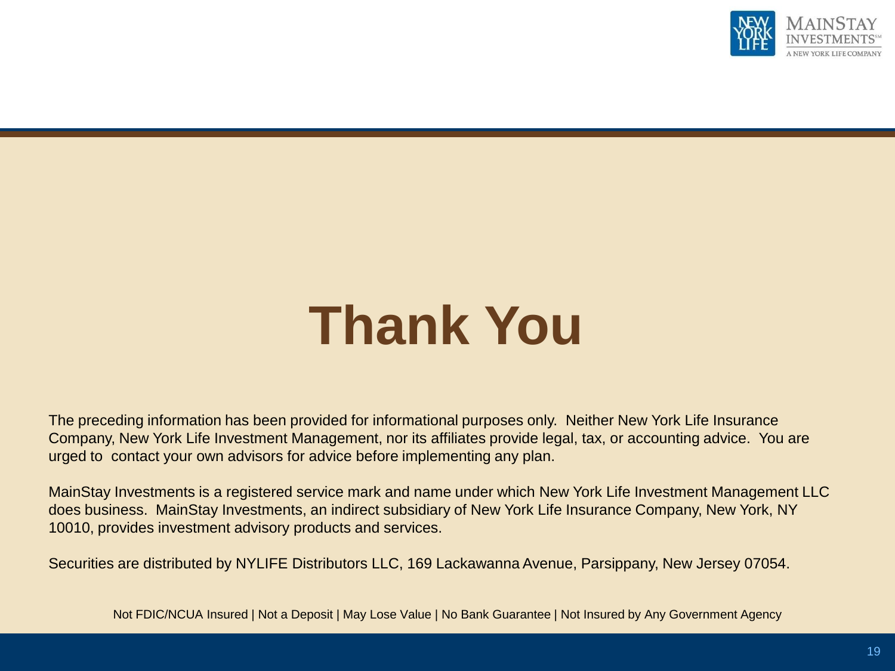# Thank You

The preceding information has been provided for informational purposes only. Neither New York Life Insurance Company, New York Life Investment Management, nor its affiliates provide legal, tax, or accounting advice. You are urged to contact your own advisors for advice before implementing any plan.

MainStay Investments is a registered service mark and name under which New York Life Investment Management LLC does business. MainStay Investments, an indirect subsidiary of New York Life Insurance Company, New York, NY 10010, provides investment advisory products and services.

Securities are distributed by NYLIFE Distributors LLC, 169 Lackawanna Avenue, Parsippany, New Jersey 07054.

Not FDIC/NCUA Insured | Not a Deposit | May Lose Value | No Bank Guarantee | Not Insured by Any Government Agency